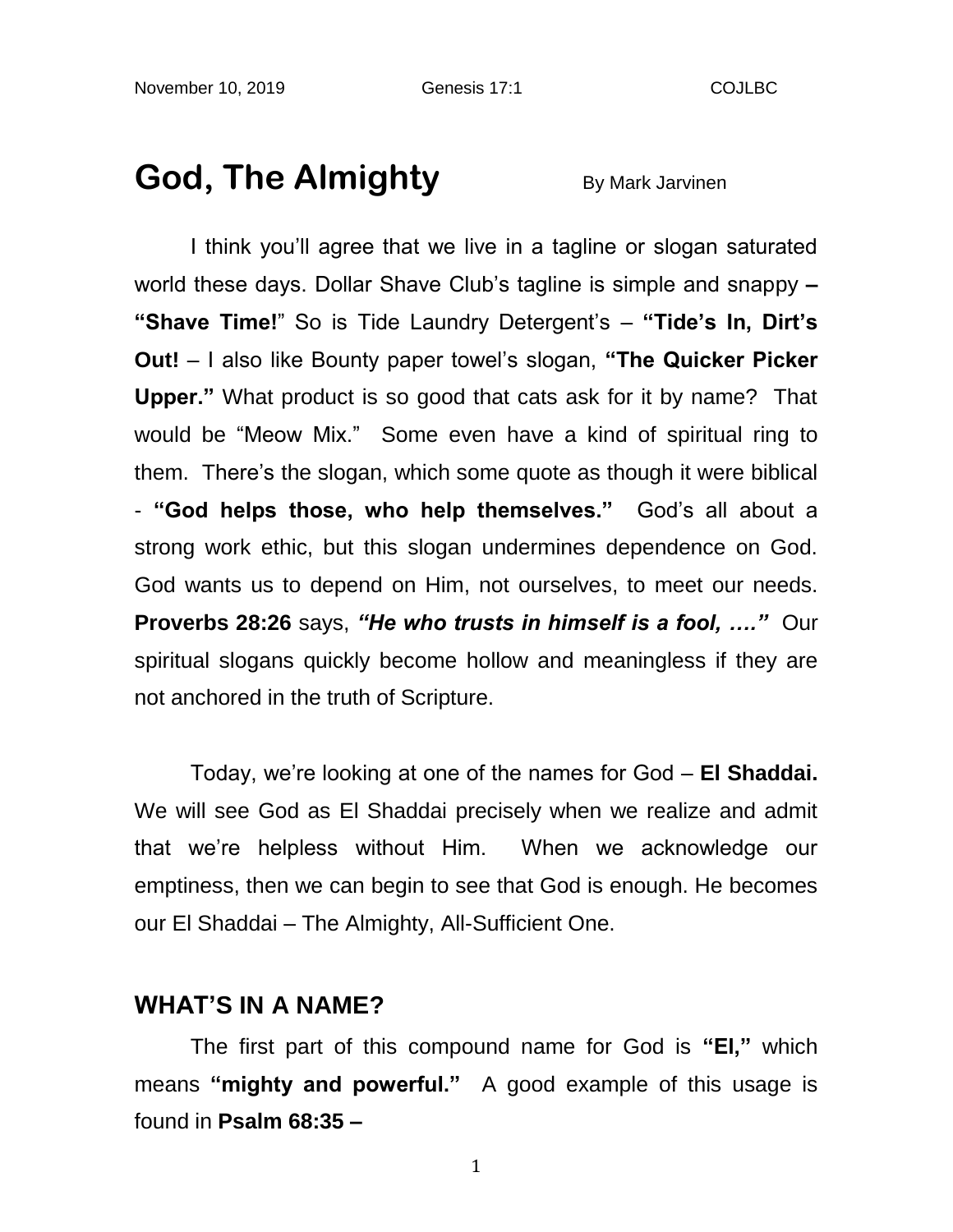November 10, 2019 Genesis 17:1 COJLBC

# God, The Almighty

By Mark Jarvinen

I think you'll agree that we live in a tagline or slogan saturated world these days. Dollar Shave Club's tagline is simple and snappy **– "Shave Time!**" So is Tide Laundry Detergent's – **"Tide's In, Dirt's Out!** – I also like Bounty paper towel's slogan, **"The Quicker Picker Upper."** What product is so good that cats ask for it by name? That would be "Meow Mix." Some even have a kind of spiritual ring to them. There's the slogan, which some quote as though it were biblical - **"God helps those, who help themselves."** God's all about a strong work ethic, but this slogan undermines dependence on God. God wants us to depend on Him, not ourselves, to meet our needs. **Proverbs 28:26** says, ***"He who trusts in himself is a fool, …."*** Our spiritual slogans quickly become hollow and meaningless if they are not anchored in the truth of Scripture.

Today, we're looking at one of the names for God – **El Shaddai.** We will see God as El Shaddai precisely when we realize and admit that we're helpless without Him. When we acknowledge our emptiness, then we can begin to see that God is enough. He becomes our El Shaddai – The Almighty, All-Sufficient One.

## WHAT'S IN A NAME?

The first part of this compound name for God is **"El,"** which means **"mighty and powerful."** A good example of this usage is found in **Psalm 68:35 –**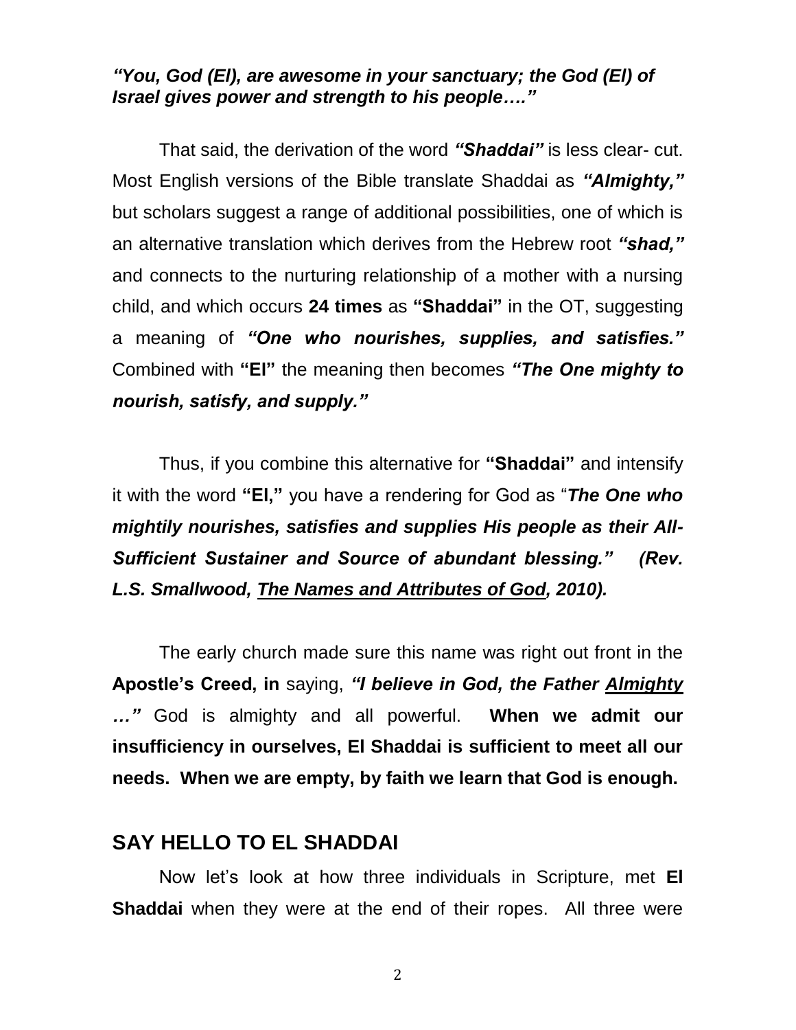***"You, God (El), are awesome in your sanctuary; the God (El) of Israel gives power and strength to his people…."***

That said, the derivation of the word ***"Shaddai"*** is less clear- cut. Most English versions of the Bible translate Shaddai as ***"Almighty,"*** but scholars suggest a range of additional possibilities, one of which is an alternative translation which derives from the Hebrew root ***"shad,"*** and connects to the nurturing relationship of a mother with a nursing child, and which occurs **24 times** as **"Shaddai"** in the OT, suggesting a meaning of ***"One who nourishes, supplies, and satisfies."*** Combined with **"El"** the meaning then becomes ***"The One mighty to nourish, satisfy, and supply."***

Thus, if you combine this alternative for **"Shaddai"** and intensify it with the word **"El,"** you have a rendering for God as "***The One who mightily nourishes, satisfies and supplies His people as their All-Sufficient Sustainer and Source of abundant blessing." (Rev. L.S. Smallwood, <u>The Names and Attributes of God</u>, 2010).***

The early church made sure this name was right out front in the **Apostle's Creed, in** saying, ***"I believe in God, the Father <u>Almighty</u> …"*** God is almighty and all powerful. **When we admit our insufficiency in ourselves, El Shaddai is sufficient to meet all our needs. When we are empty, by faith we learn that God is enough.**

## SAY HELLO TO EL SHADDAI

Now let's look at how three individuals in Scripture, met **El Shaddai** when they were at the end of their ropes. All three were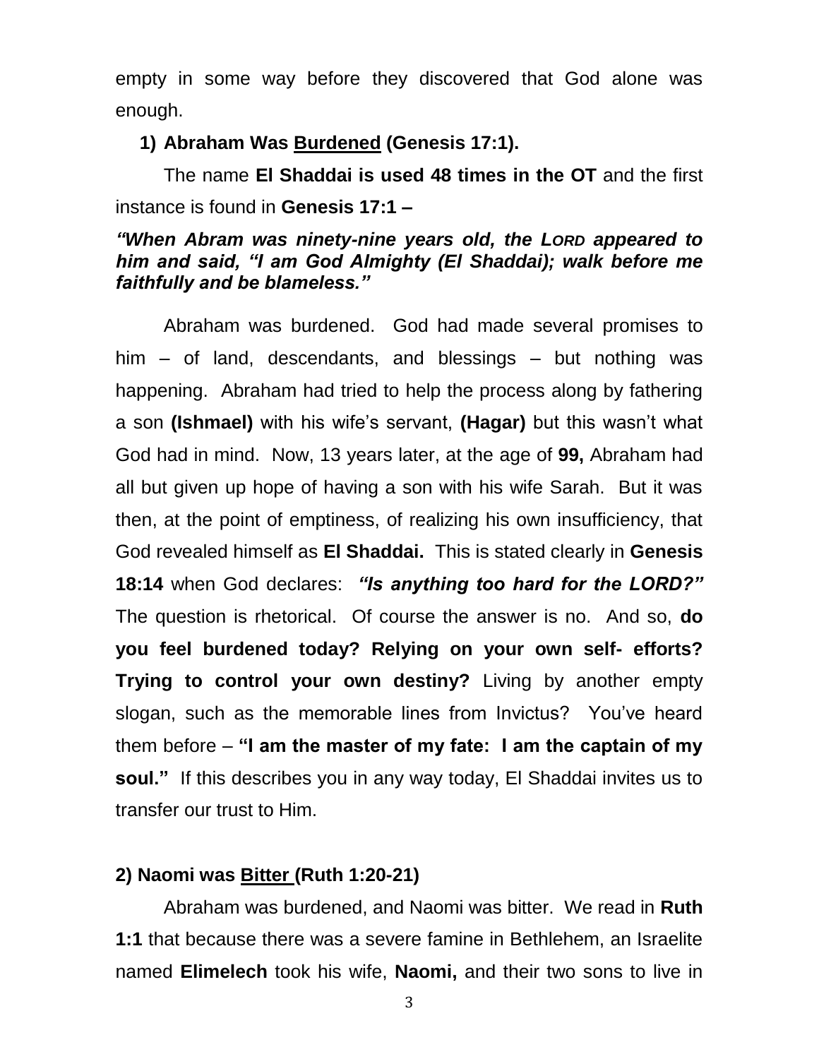empty in some way before they discovered that God alone was enough.

1) **Abraham Was Burdened (Genesis 17:1).**

The name **El Shaddai is used 48 times in the OT** and the first instance is found in **Genesis 17:1 –**

***"When Abram was ninety-nine years old, the LORD appeared to him and said, "I am God Almighty (El Shaddai); walk before me faithfully and be blameless."***

Abraham was burdened. God had made several promises to him – of land, descendants, and blessings – but nothing was happening. Abraham had tried to help the process along by fathering a son **(Ishmael)** with his wife's servant, **(Hagar)** but this wasn't what God had in mind. Now, 13 years later, at the age of **99,** Abraham had all but given up hope of having a son with his wife Sarah. But it was then, at the point of emptiness, of realizing his own insufficiency, that God revealed himself as **El Shaddai.** This is stated clearly in **Genesis 18:14** when God declares: ***"Is anything too hard for the LORD?"*** The question is rhetorical. Of course the answer is no. And so, **do you feel burdened today? Relying on your own self- efforts? Trying to control your own destiny?** Living by another empty slogan, such as the memorable lines from Invictus? You've heard them before – **"I am the master of my fate: I am the captain of my soul."** If this describes you in any way today, El Shaddai invites us to transfer our trust to Him.

**2) Naomi was Bitter (Ruth 1:20-21)**

Abraham was burdened, and Naomi was bitter. We read in **Ruth 1:1** that because there was a severe famine in Bethlehem, an Israelite named **Elimelech** took his wife, **Naomi,** and their two sons to live in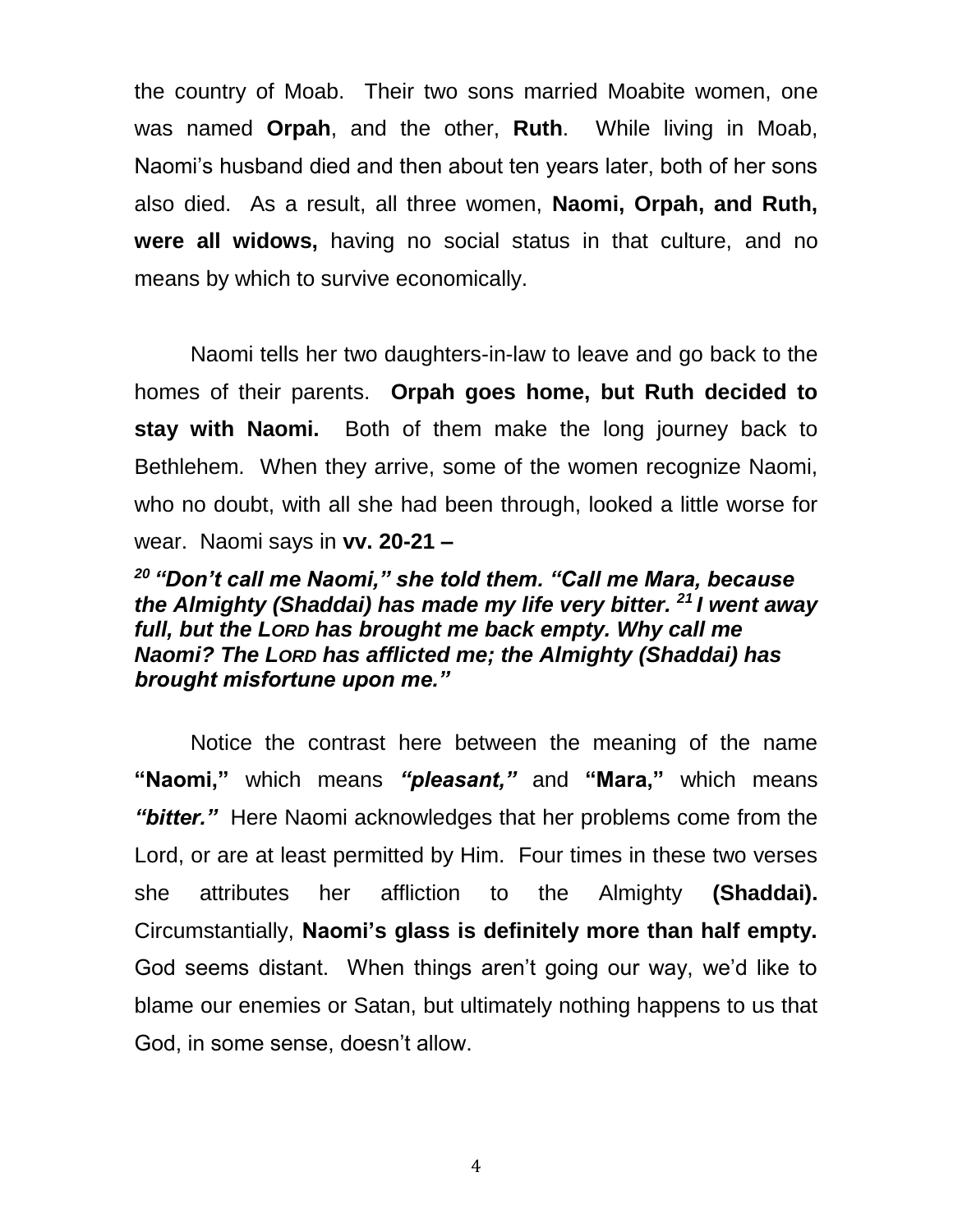the country of Moab. Their two sons married Moabite women, one was named **Orpah**, and the other, **Ruth**. While living in Moab, Naomi's husband died and then about ten years later, both of her sons also died. As a result, all three women, **Naomi, Orpah, and Ruth, were all widows,** having no social status in that culture, and no means by which to survive economically.

Naomi tells her two daughters-in-law to leave and go back to the homes of their parents. **Orpah goes home, but Ruth decided to stay with Naomi.** Both of them make the long journey back to Bethlehem. When they arrive, some of the women recognize Naomi, who no doubt, with all she had been through, looked a little worse for wear. Naomi says in **vv. 20-21 –**

***[20] "Don't call me Naomi," she told them. "Call me Mara, because the Almighty (Shaddai) has made my life very bitter. [21] I went away full, but the LORD has brought me back empty. Why call me Naomi? The LORD has afflicted me; the Almighty (Shaddai) has brought misfortune upon me."***

Notice the contrast here between the meaning of the name **"Naomi,"** which means ***"pleasant,"*** and **"Mara,"** which means ***"bitter."*** Here Naomi acknowledges that her problems come from the Lord, or are at least permitted by Him. Four times in these two verses she attributes her affliction to the Almighty **(Shaddai).** Circumstantially, **Naomi's glass is definitely more than half empty.** God seems distant. When things aren't going our way, we'd like to blame our enemies or Satan, but ultimately nothing happens to us that God, in some sense, doesn't allow.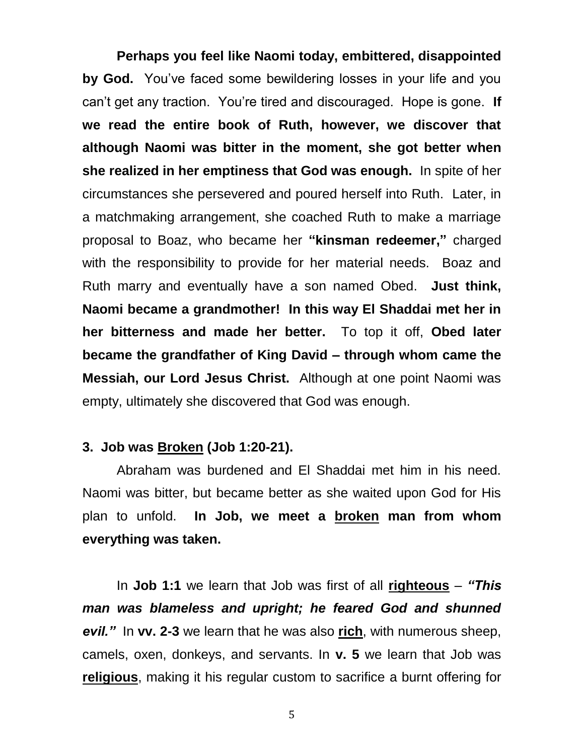**Perhaps you feel like Naomi today, embittered, disappointed by God.** You've faced some bewildering losses in your life and you can't get any traction. You're tired and discouraged. Hope is gone. **If we read the entire book of Ruth, however, we discover that although Naomi was bitter in the moment, she got better when she realized in her emptiness that God was enough.** In spite of her circumstances she persevered and poured herself into Ruth. Later, in a matchmaking arrangement, she coached Ruth to make a marriage proposal to Boaz, who became her **"kinsman redeemer,"** charged with the responsibility to provide for her material needs. Boaz and Ruth marry and eventually have a son named Obed. **Just think, Naomi became a grandmother! In this way El Shaddai met her in her bitterness and made her better.** To top it off, **Obed later became the grandfather of King David – through whom came the Messiah, our Lord Jesus Christ.** Although at one point Naomi was empty, ultimately she discovered that God was enough.

**3. Job was <u>Broken</u> (Job 1:20-21).**

Abraham was burdened and El Shaddai met him in his need. Naomi was bitter, but became better as she waited upon God for His plan to unfold. **In Job, we meet a <u>broken</u> man from whom everything was taken.**

In **Job 1:1** we learn that Job was first of all **<u>righteous</u>** – ***"This man was blameless and upright; he feared God and shunned evil."*** In **vv. 2-3** we learn that he was also **<u>rich</u>**, with numerous sheep, camels, oxen, donkeys, and servants. In **v. 5** we learn that Job was **<u>religious</u>**, making it his regular custom to sacrifice a burnt offering for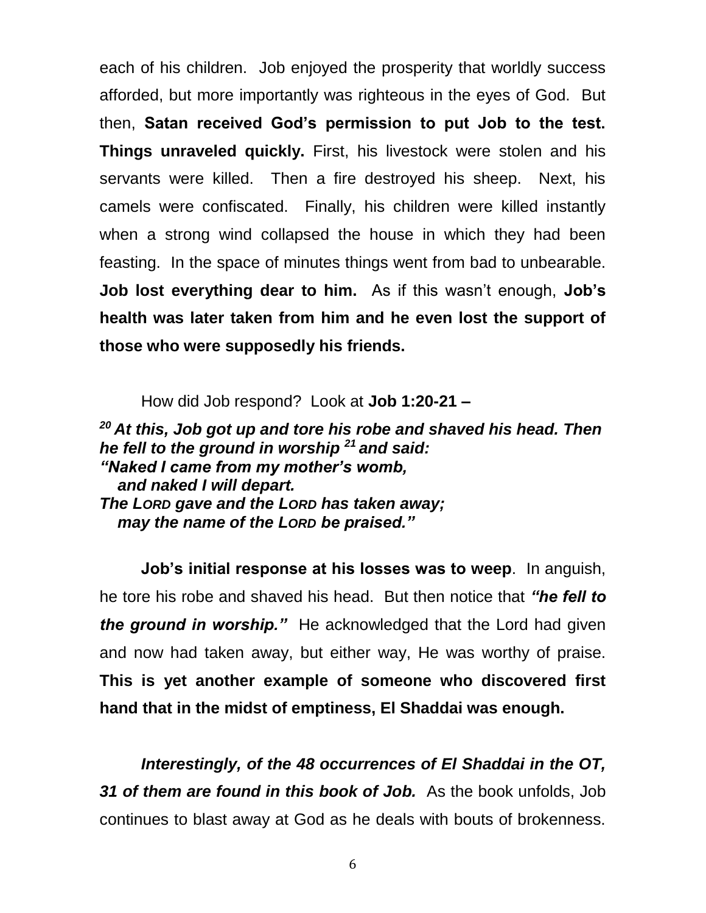each of his children. Job enjoyed the prosperity that worldly success afforded, but more importantly was righteous in the eyes of God. But then, **Satan received God's permission to put Job to the test. Things unraveled quickly.** First, his livestock were stolen and his servants were killed. Then a fire destroyed his sheep. Next, his camels were confiscated. Finally, his children were killed instantly when a strong wind collapsed the house in which they had been feasting. In the space of minutes things went from bad to unbearable. **Job lost everything dear to him.** As if this wasn't enough, **Job's health was later taken from him and he even lost the support of those who were supposedly his friends.**

How did Job respond? Look at **Job 1:20-21 –**

***[20] At this, Job got up and tore his robe and shaved his head. Then he fell to the ground in worship [21] and said:***
***"Naked I came from my mother's womb,***
***and naked I will depart.***
***The LORD gave and the LORD has taken away;***
***may the name of the LORD be praised."***

**Job's initial response at his losses was to weep**. In anguish, he tore his robe and shaved his head. But then notice that ***"he fell to the ground in worship."*** He acknowledged that the Lord had given and now had taken away, but either way, He was worthy of praise. **This is yet another example of someone who discovered first hand that in the midst of emptiness, El Shaddai was enough.**

***Interestingly, of the 48 occurrences of El Shaddai in the OT, 31 of them are found in this book of Job.*** As the book unfolds, Job continues to blast away at God as he deals with bouts of brokenness.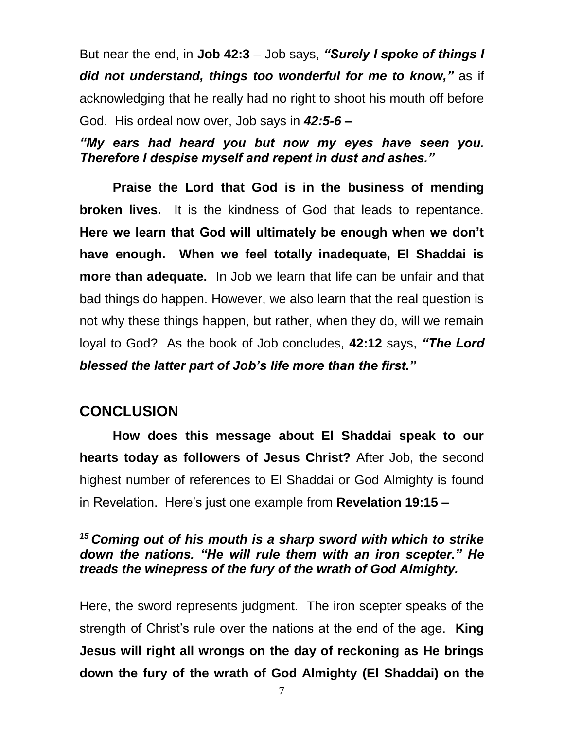But near the end, in **Job 42:3** – Job says, ***"Surely I spoke of things I did not understand, things too wonderful for me to know,"*** as if acknowledging that he really had no right to shoot his mouth off before God. His ordeal now over, Job says in ***42:5-6 –***

***"My ears had heard you but now my eyes have seen you. Therefore I despise myself and repent in dust and ashes."***

**Praise the Lord that God is in the business of mending broken lives.** It is the kindness of God that leads to repentance. **Here we learn that God will ultimately be enough when we don't have enough. When we feel totally inadequate, El Shaddai is more than adequate.** In Job we learn that life can be unfair and that bad things do happen. However, we also learn that the real question is not why these things happen, but rather, when they do, will we remain loyal to God? As the book of Job concludes, **42:12** says, ***"The Lord blessed the latter part of Job's life more than the first."***

## CONCLUSION

**How does this message about El Shaddai speak to our hearts today as followers of Jesus Christ?** After Job, the second highest number of references to El Shaddai or God Almighty is found in Revelation. Here's just one example from **Revelation 19:15 –**

***[15] Coming out of his mouth is a sharp sword with which to strike down the nations. "He will rule them with an iron scepter." He treads the winepress of the fury of the wrath of God Almighty.***

Here, the sword represents judgment. The iron scepter speaks of the strength of Christ's rule over the nations at the end of the age. **King Jesus will right all wrongs on the day of reckoning as He brings down the fury of the wrath of God Almighty (El Shaddai) on the**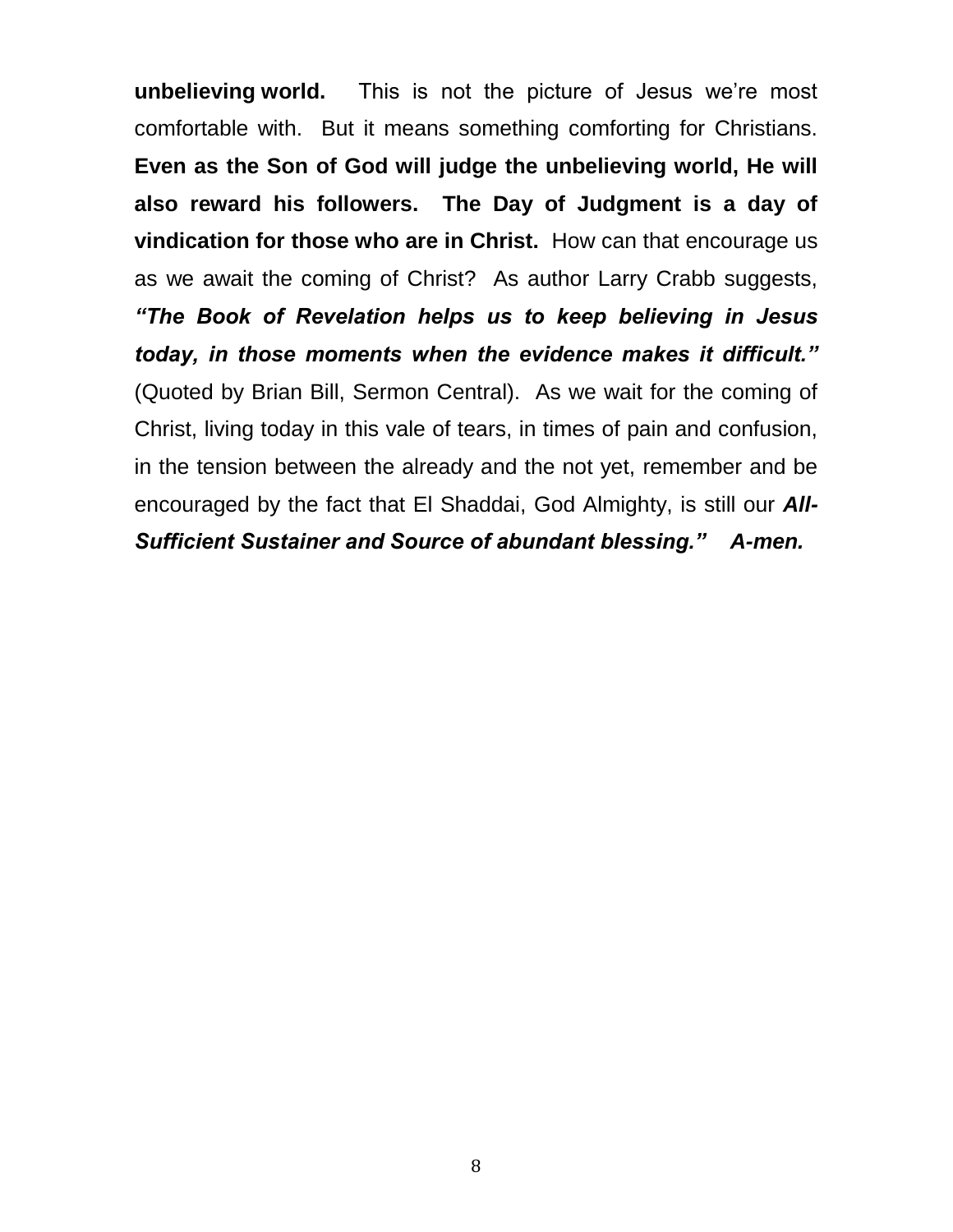**unbelieving world.** This is not the picture of Jesus we're most comfortable with. But it means something comforting for Christians. **Even as the Son of God will judge the unbelieving world, He will also reward his followers. The Day of Judgment is a day of vindication for those who are in Christ.** How can that encourage us as we await the coming of Christ? As author Larry Crabb suggests, ***"The Book of Revelation helps us to keep believing in Jesus today, in those moments when the evidence makes it difficult."*** (Quoted by Brian Bill, Sermon Central). As we wait for the coming of Christ, living today in this vale of tears, in times of pain and confusion, in the tension between the already and the not yet, remember and be encouraged by the fact that El Shaddai, God Almighty, is still our ***All-Sufficient Sustainer and Source of abundant blessing." A-men.***